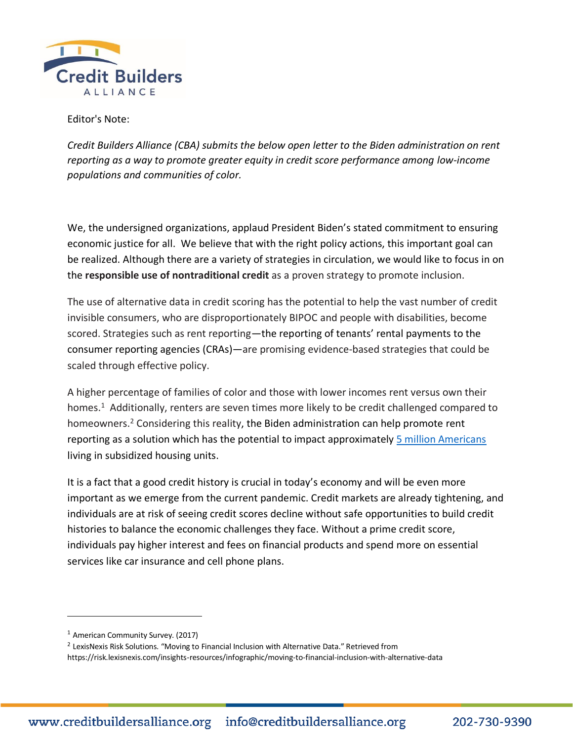Editor's Note:

*Credit Builders Alliance (CBA) submits the below open letter to the Biden administration on rent reporting as a way to promote greater equity in credit score performance among low-income populations and communities of color.*

We, the undersigned organizations, applaud President Biden's stated commitment to ensuring economic justice for all. We believe that with the right policy actions, this important goal can be realized. Although there are a variety of strategies in circulation, we would like to focus in on the **responsible use of nontraditional credit** as a proven strategy to promote inclusion.

The use of alternative data in credit scoring has the potential to help the vast number of credit invisible consumers, who are disproportionately BIPOC and people with disabilities, become scored. Strategies such as rent reporting—the reporting of tenants' rental payments to the consumer reporting agencies (CRAs)—are promising evidence-based strategies that could be scaled through effective policy.

A higher percentage of families of color and those with lower incomes rent versus own their homes.[1] Additionally, renters are seven times more likely to be credit challenged compared to homeowners.[2] Considering this reality, the Biden administration can help promote rent reporting as a solution which has the potential to impact approximately 5 million Americans living in subsidized housing units.

It is a fact that a good credit history is crucial in today's economy and will be even more important as we emerge from the current pandemic. Credit markets are already tightening, and individuals are at risk of seeing credit scores decline without safe opportunities to build credit histories to balance the economic challenges they face. Without a prime credit score, individuals pay higher interest and fees on financial products and spend more on essential services like car insurance and cell phone plans.

---

[1] American Community Survey. (2017)

[2] LexisNexis Risk Solutions. "Moving to Financial Inclusion with Alternative Data." Retrieved from https://risk.lexisnexis.com/insights-resources/infographic/moving-to-financial-inclusion-with-alternative-data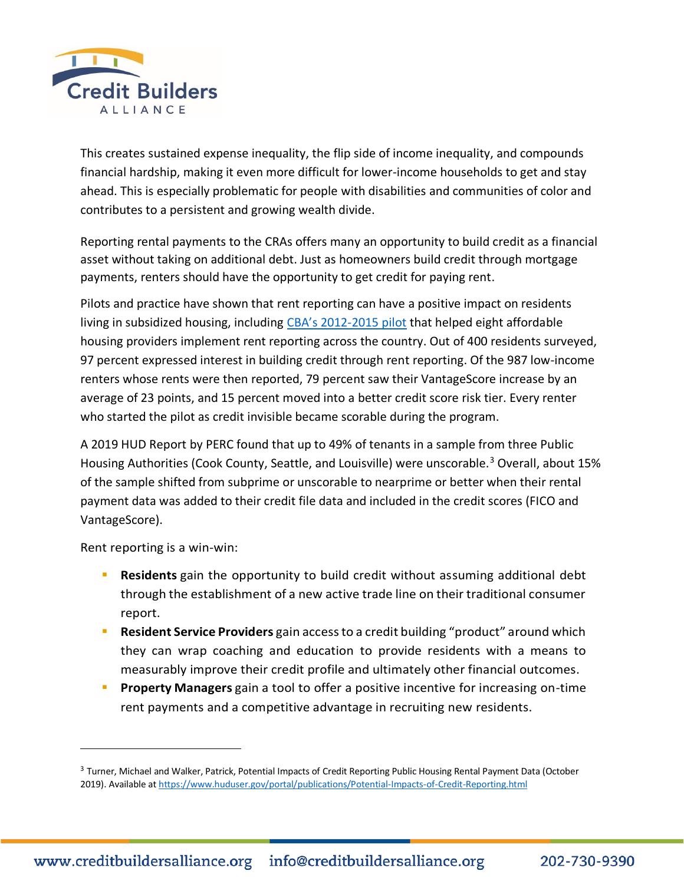This creates sustained expense inequality, the flip side of income inequality, and compounds financial hardship, making it even more difficult for lower-income households to get and stay ahead. This is especially problematic for people with disabilities and communities of color and contributes to a persistent and growing wealth divide.

Reporting rental payments to the CRAs offers many an opportunity to build credit as a financial asset without taking on additional debt. Just as homeowners build credit through mortgage payments, renters should have the opportunity to get credit for paying rent.

Pilots and practice have shown that rent reporting can have a positive impact on residents living in subsidized housing, including CBA's 2012-2015 pilot that helped eight affordable housing providers implement rent reporting across the country. Out of 400 residents surveyed, 97 percent expressed interest in building credit through rent reporting. Of the 987 low-income renters whose rents were then reported, 79 percent saw their VantageScore increase by an average of 23 points, and 15 percent moved into a better credit score risk tier. Every renter who started the pilot as credit invisible became scorable during the program.

A 2019 HUD Report by PERC found that up to 49% of tenants in a sample from three Public Housing Authorities (Cook County, Seattle, and Louisville) were unscorable.[3] Overall, about 15% of the sample shifted from subprime or unscorable to nearprime or better when their rental payment data was added to their credit file data and included in the credit scores (FICO and VantageScore).

Rent reporting is a win-win:

- **Residents** gain the opportunity to build credit without assuming additional debt through the establishment of a new active trade line on their traditional consumer report.
- **Resident Service Providers** gain access to a credit building "product" around which they can wrap coaching and education to provide residents with a means to measurably improve their credit profile and ultimately other financial outcomes.
- **Property Managers** gain a tool to offer a positive incentive for increasing on-time rent payments and a competitive advantage in recruiting new residents.

---

[3] Turner, Michael and Walker, Patrick, Potential Impacts of Credit Reporting Public Housing Rental Payment Data (October 2019). Available at https://www.huduser.gov/portal/publications/Potential-Impacts-of-Credit-Reporting.html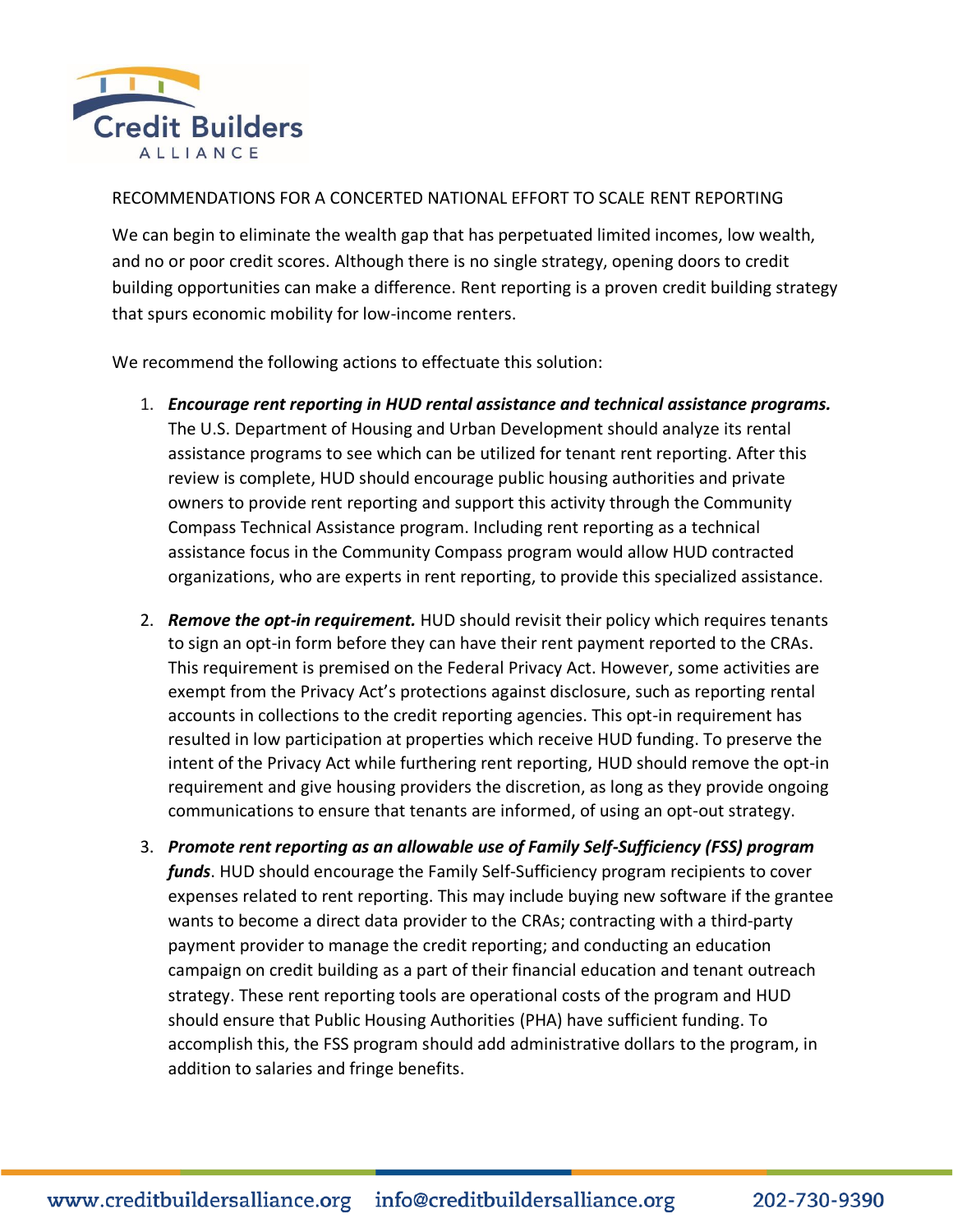RECOMMENDATIONS FOR A CONCERTED NATIONAL EFFORT TO SCALE RENT REPORTING

We can begin to eliminate the wealth gap that has perpetuated limited incomes, low wealth, and no or poor credit scores. Although there is no single strategy, opening doors to credit building opportunities can make a difference. Rent reporting is a proven credit building strategy that spurs economic mobility for low-income renters.

We recommend the following actions to effectuate this solution:

1. ***Encourage rent reporting in HUD rental assistance and technical assistance programs.*** The U.S. Department of Housing and Urban Development should analyze its rental assistance programs to see which can be utilized for tenant rent reporting. After this review is complete, HUD should encourage public housing authorities and private owners to provide rent reporting and support this activity through the Community Compass Technical Assistance program. Including rent reporting as a technical assistance focus in the Community Compass program would allow HUD contracted organizations, who are experts in rent reporting, to provide this specialized assistance.

2. ***Remove the opt-in requirement.*** HUD should revisit their policy which requires tenants to sign an opt-in form before they can have their rent payment reported to the CRAs. This requirement is premised on the Federal Privacy Act. However, some activities are exempt from the Privacy Act's protections against disclosure, such as reporting rental accounts in collections to the credit reporting agencies. This opt-in requirement has resulted in low participation at properties which receive HUD funding. To preserve the intent of the Privacy Act while furthering rent reporting, HUD should remove the opt-in requirement and give housing providers the discretion, as long as they provide ongoing communications to ensure that tenants are informed, of using an opt-out strategy.

3. ***Promote rent reporting as an allowable use of Family Self-Sufficiency (FSS) program funds***. HUD should encourage the Family Self-Sufficiency program recipients to cover expenses related to rent reporting. This may include buying new software if the grantee wants to become a direct data provider to the CRAs; contracting with a third-party payment provider to manage the credit reporting; and conducting an education campaign on credit building as a part of their financial education and tenant outreach strategy. These rent reporting tools are operational costs of the program and HUD should ensure that Public Housing Authorities (PHA) have sufficient funding. To accomplish this, the FSS program should add administrative dollars to the program, in addition to salaries and fringe benefits.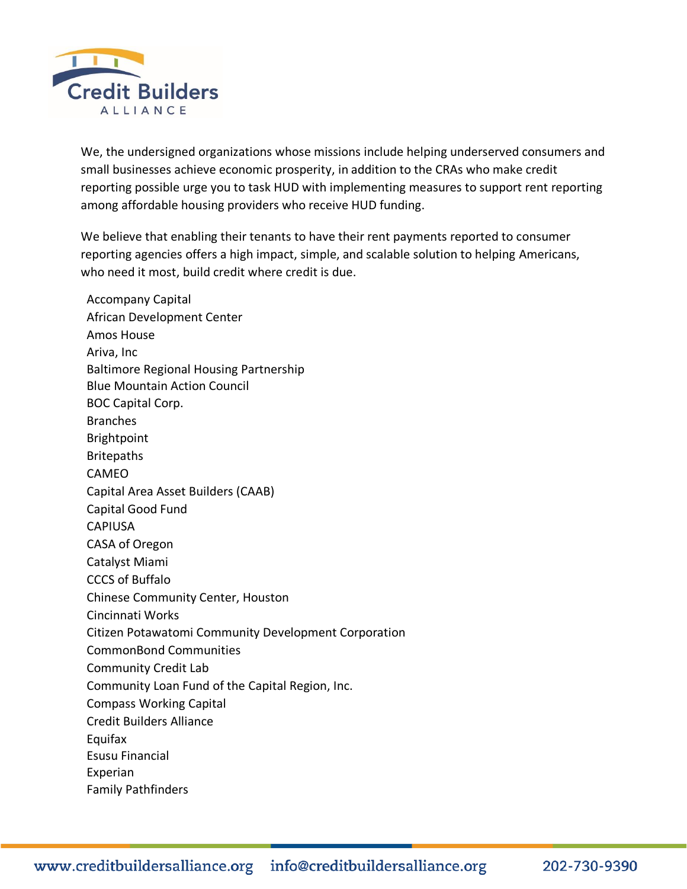We, the undersigned organizations whose missions include helping underserved consumers and small businesses achieve economic prosperity, in addition to the CRAs who make credit reporting possible urge you to task HUD with implementing measures to support rent reporting among affordable housing providers who receive HUD funding.

We believe that enabling their tenants to have their rent payments reported to consumer reporting agencies offers a high impact, simple, and scalable solution to helping Americans, who need it most, build credit where credit is due.

Accompany Capital
African Development Center
Amos House
Ariva, Inc
Baltimore Regional Housing Partnership
Blue Mountain Action Council
BOC Capital Corp.
Branches
Brightpoint
Britepaths
CAMEO
Capital Area Asset Builders (CAAB)
Capital Good Fund
CAPIUSA
CASA of Oregon
Catalyst Miami
CCCS of Buffalo
Chinese Community Center, Houston
Cincinnati Works
Citizen Potawatomi Community Development Corporation
CommonBond Communities
Community Credit Lab
Community Loan Fund of the Capital Region, Inc.
Compass Working Capital
Credit Builders Alliance
Equifax
Esusu Financial
Experian
Family Pathfinders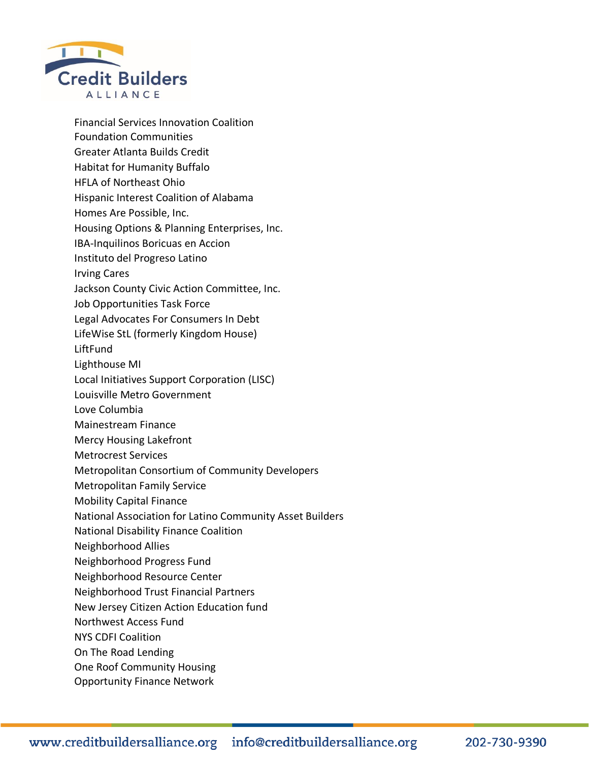Financial Services Innovation Coalition
Foundation Communities
Greater Atlanta Builds Credit
Habitat for Humanity Buffalo
HFLA of Northeast Ohio
Hispanic Interest Coalition of Alabama
Homes Are Possible, Inc.
Housing Options & Planning Enterprises, Inc.
IBA-Inquilinos Boricuas en Accion
Instituto del Progreso Latino
Irving Cares
Jackson County Civic Action Committee, Inc.
Job Opportunities Task Force
Legal Advocates For Consumers In Debt
LifeWise StL (formerly Kingdom House)
LiftFund
Lighthouse MI
Local Initiatives Support Corporation (LISC)
Louisville Metro Government
Love Columbia
Mainestream Finance
Mercy Housing Lakefront
Metrocrest Services
Metropolitan Consortium of Community Developers
Metropolitan Family Service
Mobility Capital Finance
National Association for Latino Community Asset Builders
National Disability Finance Coalition
Neighborhood Allies
Neighborhood Progress Fund
Neighborhood Resource Center
Neighborhood Trust Financial Partners
New Jersey Citizen Action Education fund
Northwest Access Fund
NYS CDFI Coalition
On The Road Lending
One Roof Community Housing
Opportunity Finance Network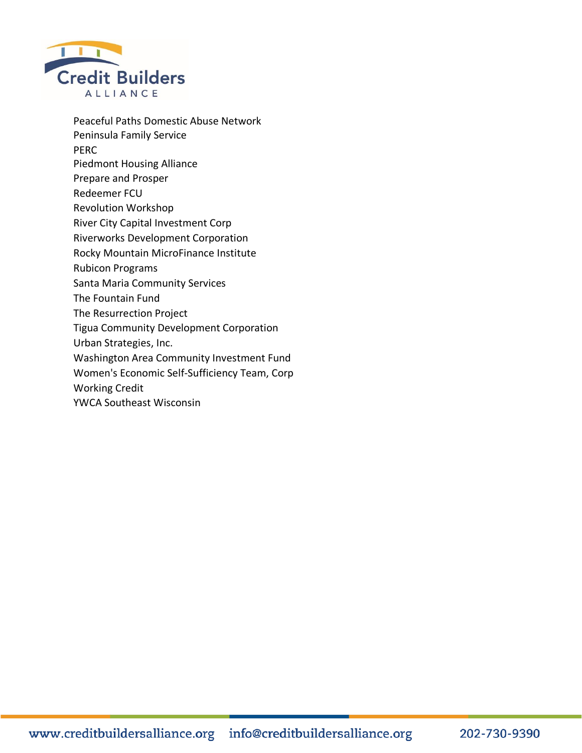Peaceful Paths Domestic Abuse Network
Peninsula Family Service
PERC
Piedmont Housing Alliance
Prepare and Prosper
Redeemer FCU
Revolution Workshop
River City Capital Investment Corp
Riverworks Development Corporation
Rocky Mountain MicroFinance Institute
Rubicon Programs
Santa Maria Community Services
The Fountain Fund
The Resurrection Project
Tigua Community Development Corporation
Urban Strategies, Inc.
Washington Area Community Investment Fund
Women's Economic Self-Sufficiency Team, Corp
Working Credit
YWCA Southeast Wisconsin